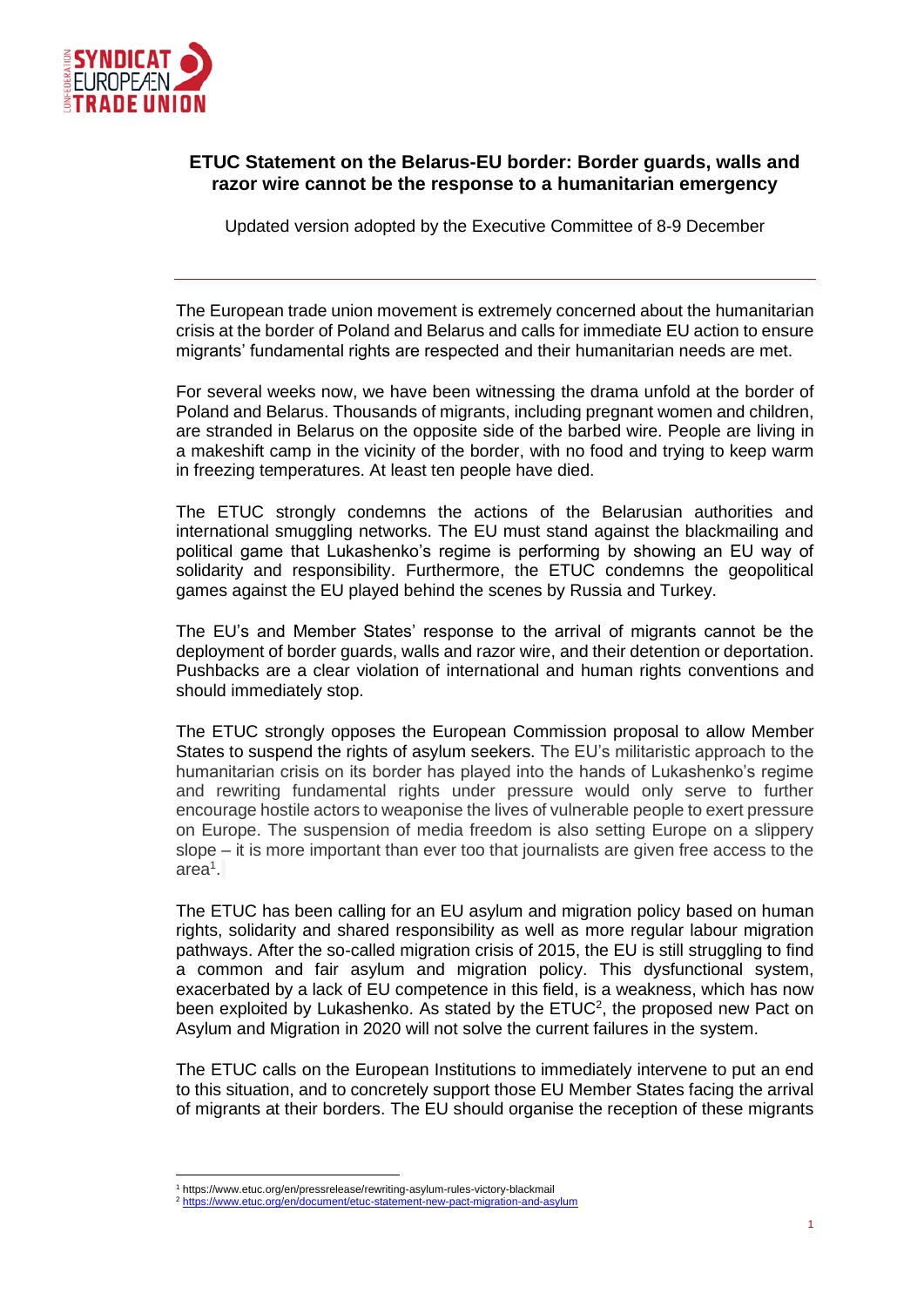## ETUC Statement on the Belarus-EU border: Border guards, walls and razor wire cannot be the response to a humanitarian emergency

Updated version adopted by the Executive Committee of 8-9 December

---

The European trade union movement is extremely concerned about the humanitarian crisis at the border of Poland and Belarus and calls for immediate EU action to ensure migrants' fundamental rights are respected and their humanitarian needs are met.

For several weeks now, we have been witnessing the drama unfold at the border of Poland and Belarus. Thousands of migrants, including pregnant women and children, are stranded in Belarus on the opposite side of the barbed wire. People are living in a makeshift camp in the vicinity of the border, with no food and trying to keep warm in freezing temperatures. At least ten people have died.

The ETUC strongly condemns the actions of the Belarusian authorities and international smuggling networks. The EU must stand against the blackmailing and political game that Lukashenko's regime is performing by showing an EU way of solidarity and responsibility. Furthermore, the ETUC condemns the geopolitical games against the EU played behind the scenes by Russia and Turkey.

The EU's and Member States' response to the arrival of migrants cannot be the deployment of border guards, walls and razor wire, and their detention or deportation. Pushbacks are a clear violation of international and human rights conventions and should immediately stop.

The ETUC strongly opposes the European Commission proposal to allow Member States to suspend the rights of asylum seekers. The EU's militaristic approach to the humanitarian crisis on its border has played into the hands of Lukashenko's regime and rewriting fundamental rights under pressure would only serve to further encourage hostile actors to weaponise the lives of vulnerable people to exert pressure on Europe. The suspension of media freedom is also setting Europe on a slippery slope – it is more important than ever too that journalists are given free access to the area[1].

The ETUC has been calling for an EU asylum and migration policy based on human rights, solidarity and shared responsibility as well as more regular labour migration pathways. After the so-called migration crisis of 2015, the EU is still struggling to find a common and fair asylum and migration policy. This dysfunctional system, exacerbated by a lack of EU competence in this field, is a weakness, which has now been exploited by Lukashenko. As stated by the ETUC[2], the proposed new Pact on Asylum and Migration in 2020 will not solve the current failures in the system.

The ETUC calls on the European Institutions to immediately intervene to put an end to this situation, and to concretely support those EU Member States facing the arrival of migrants at their borders. The EU should organise the reception of these migrants

---

[1] https://www.etuc.org/en/pressrelease/rewriting-asylum-rules-victory-blackmail

[2] https://www.etuc.org/en/document/etuc-statement-new-pact-migration-and-asylum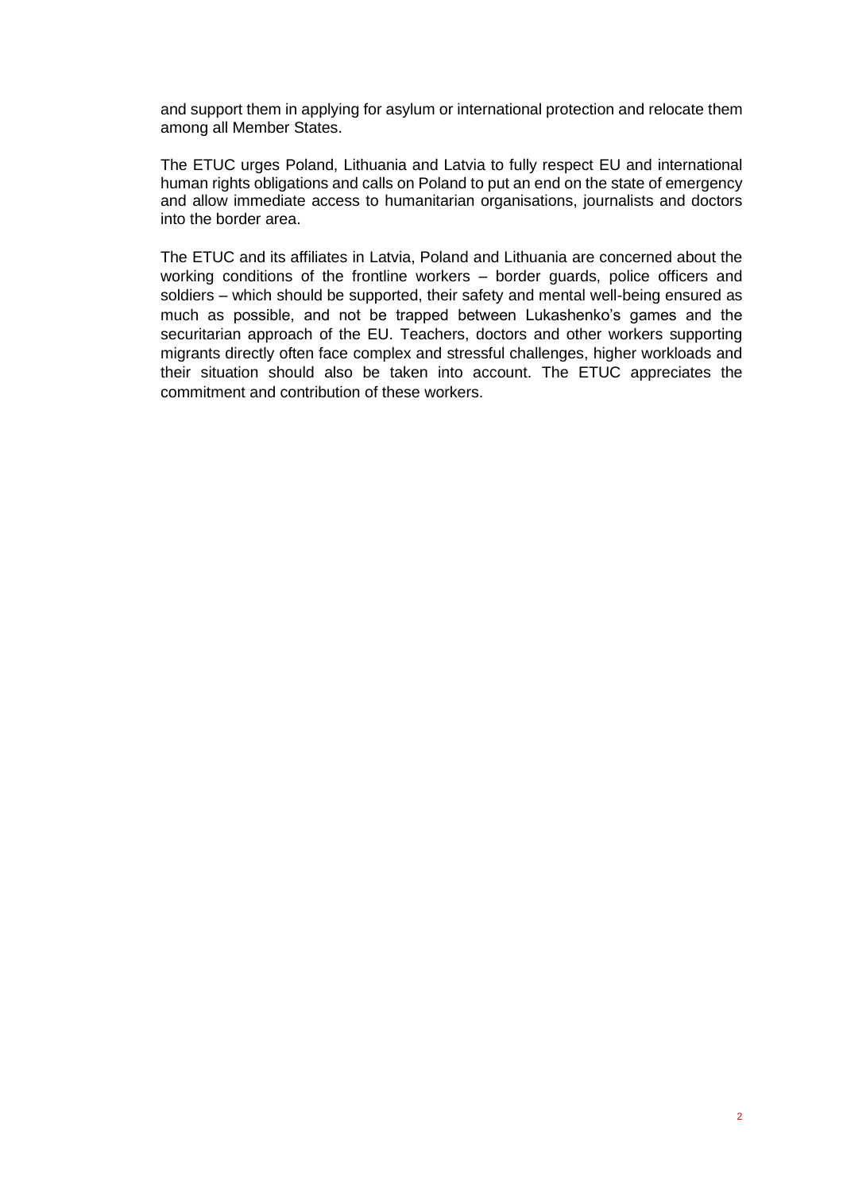and support them in applying for asylum or international protection and relocate them among all Member States.

The ETUC urges Poland, Lithuania and Latvia to fully respect EU and international human rights obligations and calls on Poland to put an end on the state of emergency and allow immediate access to humanitarian organisations, journalists and doctors into the border area.

The ETUC and its affiliates in Latvia, Poland and Lithuania are concerned about the working conditions of the frontline workers – border guards, police officers and soldiers – which should be supported, their safety and mental well-being ensured as much as possible, and not be trapped between Lukashenko's games and the securitarian approach of the EU. Teachers, doctors and other workers supporting migrants directly often face complex and stressful challenges, higher workloads and their situation should also be taken into account. The ETUC appreciates the commitment and contribution of these workers.